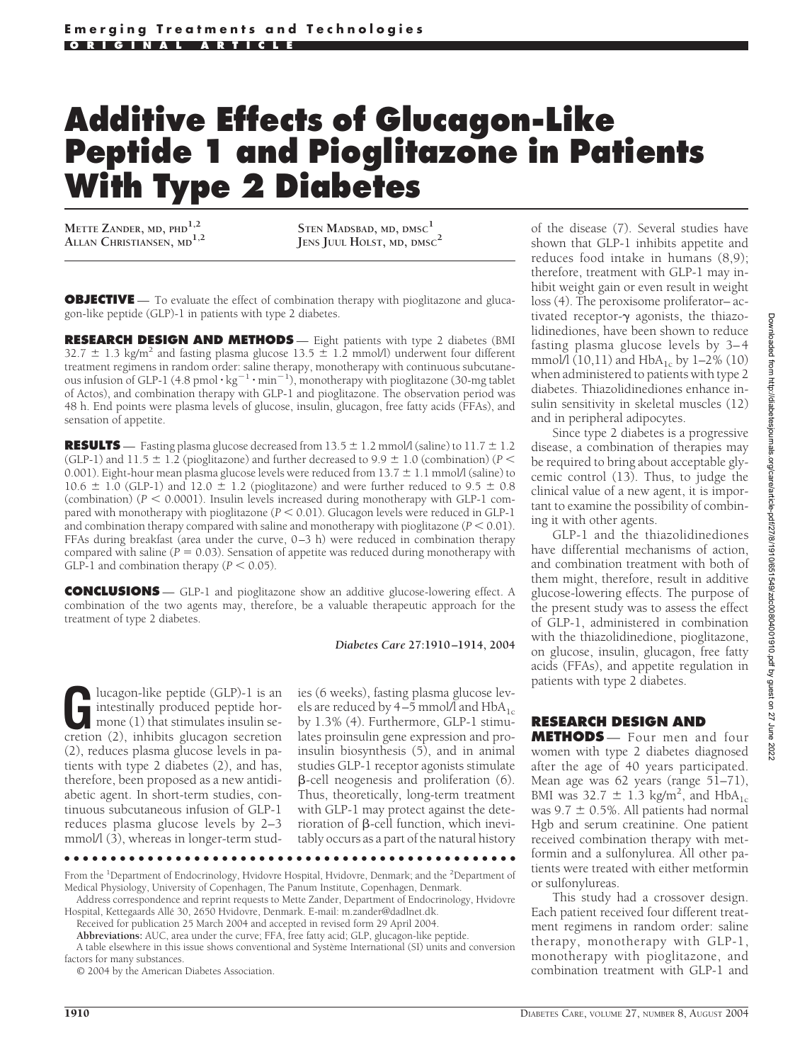Emerging Treatments and Technologies

ORIGINAL ARTICLE

# Additive Effects of Glucagon-Like Peptide 1 and Pioglitazone in Patients With Type 2 Diabetes

METTE ZANDER, MD, PHD[1,2]
ALLAN CHRISTIANSEN, MD[1,2]
STEN MADSBAD, MD, DMSC[1]
JENS JUUL HOLST, MD, DMSC[2]

**OBJECTIVE** — To evaluate the effect of combination therapy with pioglitazone and glucagon-like peptide (GLP)-1 in patients with type 2 diabetes.

**RESEARCH DESIGN AND METHODS** — Eight patients with type 2 diabetes (BMI 32.7 ± 1.3 kg/m$^2$ and fasting plasma glucose 13.5 ± 1.2 mmol/l) underwent four different treatment regimens in random order: saline therapy, monotherapy with continuous subcutaneous infusion of GLP-1 (4.8 pmol · kg$^{-1}$ · min$^{-1}$), monotherapy with pioglitazone (30-mg tablet of Actos), and combination therapy with GLP-1 and pioglitazone. The observation period was 48 h. End points were plasma levels of glucose, insulin, glucagon, free fatty acids (FFAs), and sensation of appetite.

**RESULTS** — Fasting plasma glucose decreased from 13.5 ± 1.2 mmol/l (saline) to 11.7 ± 1.2 (GLP-1) and 11.5 ± 1.2 (pioglitazone) and further decreased to 9.9 ± 1.0 (combination) ($P <$ 0.001). Eight-hour mean plasma glucose levels were reduced from 13.7 ± 1.1 mmol/l (saline) to 10.6 ± 1.0 (GLP-1) and 12.0 ± 1.2 (pioglitazone) and were further reduced to 9.5 ± 0.8 (combination) ($P < 0.0001$). Insulin levels increased during monotherapy with GLP-1 compared with monotherapy with pioglitazone ($P < 0.01$). Glucagon levels were reduced in GLP-1 and combination therapy compared with saline and monotherapy with pioglitazone ($P < 0.01$). FFAs during breakfast (area under the curve, 0–3 h) were reduced in combination therapy compared with saline ($P = 0.03$). Sensation of appetite was reduced during monotherapy with GLP-1 and combination therapy ($P < 0.05$).

**CONCLUSIONS** — GLP-1 and pioglitazone show an additive glucose-lowering effect. A combination of the two agents may, therefore, be a valuable therapeutic approach for the treatment of type 2 diabetes.

*Diabetes Care* **27:**1910–1914, 2004

Glucagon-like peptide (GLP)-1 is an intestinally produced peptide hormone (1) that stimulates insulin secretion (2), inhibits glucagon secretion (2), reduces plasma glucose levels in patients with type 2 diabetes (2), and has, therefore, been proposed as a new antidiabetic agent. In short-term studies, continuous subcutaneous infusion of GLP-1 reduces plasma glucose levels by 2–3 mmol/l (3), whereas in longer-term studies (6 weeks), fasting plasma glucose levels are reduced by 4–5 mmol/l and $HbA_{1c}$ by 1.3% (4). Furthermore, GLP-1 stimulates proinsulin gene expression and proinsulin biosynthesis (5), and in animal studies GLP-1 receptor agonists stimulate β-cell neogenesis and proliferation (6). Thus, theoretically, long-term treatment with GLP-1 may protect against the deterioration of β-cell function, which inevitably occurs as a part of the natural history of the disease (7). Several studies have shown that GLP-1 inhibits appetite and reduces food intake in humans (8,9); therefore, treatment with GLP-1 may inhibit weight gain or even result in weight loss (4). The peroxisome proliferator–activated receptor-γ agonists, the thiazolidinediones, have been shown to reduce fasting plasma glucose levels by 3–4 mmol/l (10,11) and $HbA_{1c}$ by 1–2% (10) when administered to patients with type 2 diabetes. Thiazolidinediones enhance insulin sensitivity in skeletal muscles (12) and in peripheral adipocytes.

Since type 2 diabetes is a progressive disease, a combination of therapies may be required to bring about acceptable glycemic control (13). Thus, to judge the clinical value of a new agent, it is important to examine the possibility of combining it with other agents.

GLP-1 and the thiazolidinediones have differential mechanisms of action, and combination treatment with both of them might, therefore, result in additive glucose-lowering effects. The purpose of the present study was to assess the effect of GLP-1, administered in combination with the thiazolidinedione, pioglitazone, on glucose, insulin, glucagon, free fatty acids (FFAs), and appetite regulation in patients with type 2 diabetes.

## RESEARCH DESIGN AND METHODS

Four men and four women with type 2 diabetes diagnosed after the age of 40 years participated. Mean age was 62 years (range 51–71), BMI was 32.7 ± 1.3 kg/m$^2$, and $HbA_{1c}$ was 9.7 ± 0.5%. All patients had normal Hgb and serum creatinine. One patient received combination therapy with metformin and a sulfonylurea. All other patients were treated with either metformin or sulfonylureas.

This study had a crossover design. Each patient received four different treatment regimens in random order: saline therapy, monotherapy with GLP-1, monotherapy with pioglitazone, and combination treatment with GLP-1 and

From the [1]Department of Endocrinology, Hvidovre Hospital, Hvidovre, Denmark; and the [2]Department of Medical Physiology, University of Copenhagen, The Panum Institute, Copenhagen, Denmark.

Address correspondence and reprint requests to Mette Zander, Department of Endocrinology, Hvidovre Hospital, Kettegaards Allé 30, 2650 Hvidovre, Denmark. E-mail: m.zander@dadlnet.dk.

Received for publication 25 March 2004 and accepted in revised form 29 April 2004.

**Abbreviations:** AUC, area under the curve; FFA, free fatty acid; GLP, glucagon-like peptide.

A table elsewhere in this issue shows conventional and Système International (SI) units and conversion factors for many substances.

© 2004 by the American Diabetes Association.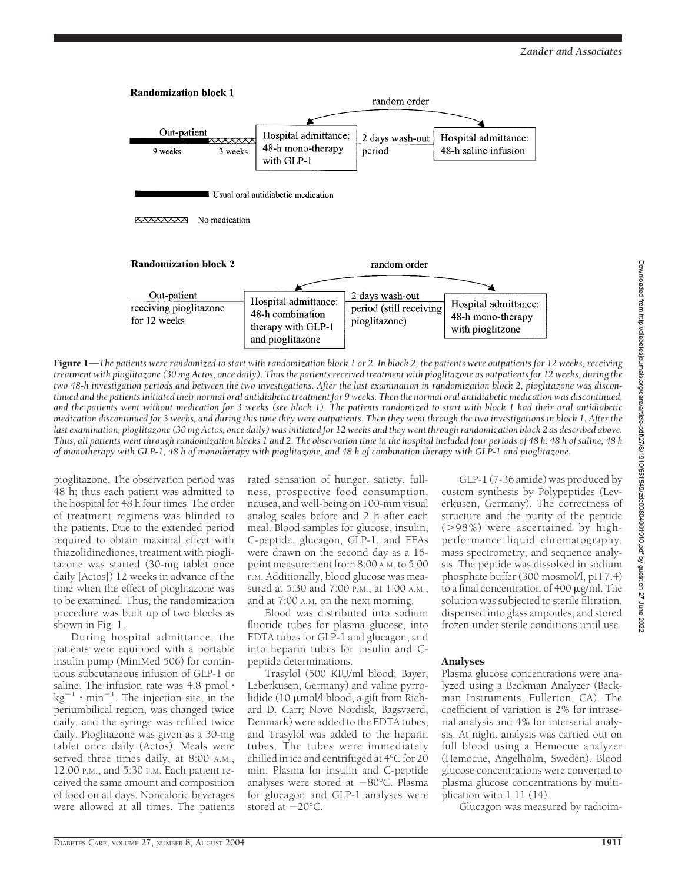**Randomization block 1**

random order

Out-patient — 9 weeks — 3 weeks → Hospital admittance: 48-h mono-therapy with GLP-1 → 2 days wash-out period → Hospital admittance: 48-h saline infusion

Usual oral antidiabetic medication

No medication

**Randomization block 2**

random order

Out-patient receiving pioglitazone for 12 weeks → Hospital admittance: 48-h combination therapy with GLP-1 and pioglitazone → 2 days wash-out period (still receiving pioglitazone) → Hospital admittance: 48-h mono-therapy with pioglitzone

**Figure 1**—*The patients were randomized to start with randomization block 1 or 2. In block 2, the patients were outpatients for 12 weeks, receiving treatment with pioglitazone (30 mg Actos, once daily). Thus the patients received treatment with pioglitazone as outpatients for 12 weeks, during the two 48-h investigation periods and between the two investigations. After the last examination in randomization block 2, pioglitazone was discontinued and the patients initiated their normal oral antidiabetic treatment for 9 weeks. Then the normal oral antidiabetic medication was discontinued, and the patients went without medication for 3 weeks (see block 1). The patients randomized to start with block 1 had their oral antidiabetic medication discontinued for 3 weeks, and during this time they were outpatients. Then they went through the two investigations in block 1. After the last examination, pioglitazone (30 mg Actos, once daily) was initiated for 12 weeks and they went through randomization block 2 as described above. Thus, all patients went through randomization blocks 1 and 2. The observation time in the hospital included four periods of 48 h: 48 h of saline, 48 h of monotherapy with GLP-1, 48 h of monotherapy with pioglitazone, and 48 h of combination therapy with GLP-1 and pioglitazone.*

pioglitazone. The observation period was 48 h; thus each patient was admitted to the hospital for 48 h four times. The order of treatment regimens was blinded to the patients. Due to the extended period required to obtain maximal effect with thiazolidinediones, treatment with pioglitazone was started (30-mg tablet once daily [Actos]) 12 weeks in advance of the time when the effect of pioglitazone was to be examined. Thus, the randomization procedure was built up of two blocks as shown in Fig. 1.

During hospital admittance, the patients were equipped with a portable insulin pump (MiniMed 506) for continuous subcutaneous infusion of GLP-1 or saline. The infusion rate was 4.8 pmol $\cdot$ $kg^{-1} \cdot min^{-1}$. The injection site, in the periumbilical region, was changed twice daily, and the syringe was refilled twice daily. Pioglitazone was given as a 30-mg tablet once daily (Actos). Meals were served three times daily, at 8:00 A.M., 12:00 P.M., and 5:30 P.M. Each patient received the same amount and composition of food on all days. Noncaloric beverages were allowed at all times. The patients rated sensation of hunger, satiety, fullness, prospective food consumption, nausea, and well-being on 100-mm visual analog scales before and 2 h after each meal. Blood samples for glucose, insulin, C-peptide, glucagon, GLP-1, and FFAs were drawn on the second day as a 16-point measurement from 8:00 A.M. to 5:00 P.M. Additionally, blood glucose was measured at 5:30 and 7:00 P.M., at 1:00 A.M., and at 7:00 A.M. on the next morning.

Blood was distributed into sodium fluoride tubes for plasma glucose, into EDTA tubes for GLP-1 and glucagon, and into heparin tubes for insulin and C-peptide determinations.

Trasylol (500 KIU/ml blood; Bayer, Leberkusen, Germany) and valine pyrrolidide (10 μmol/l blood, a gift from Richard D. Carr; Novo Nordisk, Bagsvaerd, Denmark) were added to the EDTA tubes, and Trasylol was added to the heparin tubes. The tubes were immediately chilled in ice and centrifuged at 4°C for 20 min. Plasma for insulin and C-peptide analyses were stored at −80°C. Plasma for glucagon and GLP-1 analyses were stored at −20°C.

GLP-1 (7-36 amide) was produced by custom synthesis by Polypeptides (Leverkusen, Germany). The correctness of structure and the purity of the peptide (>98%) were ascertained by high-performance liquid chromatography, mass spectrometry, and sequence analysis. The peptide was dissolved in sodium phosphate buffer (300 mosmol/l, pH 7.4) to a final concentration of 400 μg/ml. The solution was subjected to sterile filtration, dispensed into glass ampoules, and stored frozen under sterile conditions until use.

## Analyses

Plasma glucose concentrations were analyzed using a Beckman Analyzer (Beckman Instruments, Fullerton, CA). The coefficient of variation is 2% for intraserial analysis and 4% for interserial analysis. At night, analysis was carried out on full blood using a Hemocue analyzer (Hemocue, Angelholm, Sweden). Blood glucose concentrations were converted to plasma glucose concentrations by multiplication with 1.11 (14).

Glucagon was measured by radioim-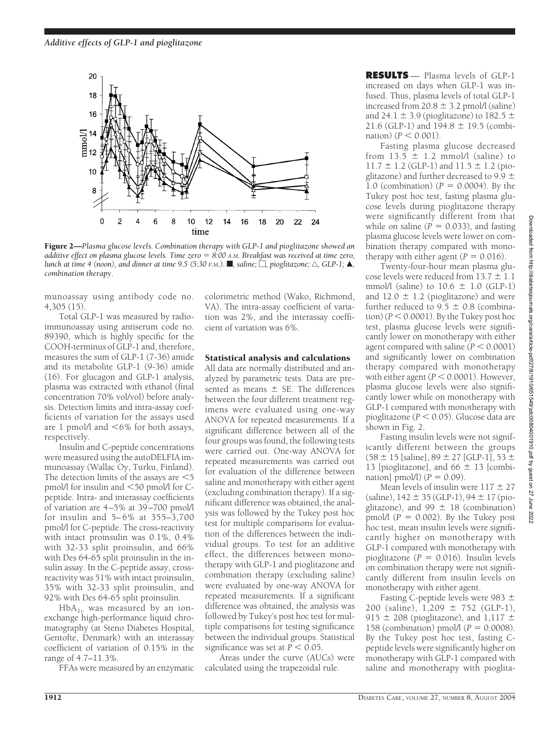**Figure 2**—*Plasma glucose levels. Combination therapy with GLP-1 and pioglitazone showed an additive effect on plasma glucose levels. Time zero = 8:00 A.M. Breakfast was received at time zero, lunch at time 4 (noon), and dinner at time 9.5 (5:30 P.M.). ■, saline; □, pioglitazone; △, GLP-1; ▲, combination therapy.*

munoassay using antibody code no. 4,305 (15).

Total GLP-1 was measured by radioimmunoassay using antiserum code no. 89390, which is highly specific for the COOH-terminus of GLP-1 and, therefore, measures the sum of GLP-1 (7-36) amide and its metabolite GLP-1 (9-36) amide (16). For glucagon and GLP-1 analysis, plasma was extracted with ethanol (final concentration 70% vol/vol) before analysis. Detection limits and intra-assay coefficients of variation for the assays used are 1 pmol/l and <6% for both assays, respectively.

Insulin and C-peptide concentrations were measured using the autoDELFIA immunoassay (Wallac Oy, Turku, Finland). The detection limits of the assays are <5 pmol/l for insulin and <50 pmol/l for C-peptide. Intra- and interassay coefficients of variation are 4–5% at 39–700 pmol/l for insulin and 5–6% at 355–3,700 pmol/l for C-peptide. The cross-reactivity with intact proinsulin was 0.1%, 0.4% with 32-33 split proinsulin, and 66% with Des 64-65 split proinsulin in the insulin assay. In the C-peptide assay, cross-reactivity was 51% with intact proinsulin, 35% with 32-33 split proinsulin, and 92% with Des 64-65 split proinsulin.

$HbA_{1c}$ was measured by an ion-exchange high-performance liquid chromatography (at Steno Diabetes Hospital, Gentofte, Denmark) with an interassay coefficient of variation of 0.15% in the range of 4.7–11.3%.

FFAs were measured by an enzymatic colorimetric method (Wako, Richmond, VA). The intra-assay coefficient of variation was 2%, and the interassay coefficient of variation was 6%.

### Statistical analysis and calculations

All data are normally distributed and analyzed by parametric tests. Data are presented as means ± SE. The differences between the four different treatment regimens were evaluated using one-way ANOVA for repeated measurements. If a significant difference between all of the four groups was found, the following tests were carried out. One-way ANOVA for repeated measurements was carried out for evaluation of the difference between saline and monotherapy with either agent (excluding combination therapy). If a significant difference was obtained, the analysis was followed by the Tukey post hoc test for multiple comparisons for evaluation of the differences between the individual groups. To test for an additive effect, the differences between monotherapy with GLP-1 and pioglitazone and combination therapy (excluding saline) were evaluated by one-way ANOVA for repeated measurements. If a significant difference was obtained, the analysis was followed by Tukey's post hoc test for multiple comparisons for testing significance between the individual groups. Statistical significance was set at $P < 0.05$.

Areas under the curve (AUCs) were calculated using the trapezoidal rule.

## RESULTS

Plasma levels of GLP-1 increased on days when GLP-1 was infused. Thus, plasma levels of total GLP-1 increased from 20.8 ± 3.2 pmol/l (saline) and 24.1 ± 3.9 (pioglitazone) to 182.5 ± 21.6 (GLP-1) and 194.8 ± 19.5 (combination) ($P < 0.001$).

Fasting plasma glucose decreased from 13.5 ± 1.2 mmol/l (saline) to 11.7 ± 1.2 (GLP-1) and 11.5 ± 1.2 (pioglitazone) and further decreased to 9.9 ± 1.0 (combination) ($P = 0.0004$). By the Tukey post hoc test, fasting plasma glucose levels during pioglitazone therapy were significantly different from that while on saline ($P = 0.033$), and fasting plasma glucose levels were lower on combination therapy compared with monotherapy with either agent ($P = 0.016$).

Twenty-four-hour mean plasma glucose levels were reduced from 13.7 ± 1.1 mmol/l (saline) to 10.6 ± 1.0 (GLP-1) and 12.0 ± 1.2 (pioglitazone) and were further reduced to 9.5 ± 0.8 (combination) ($P < 0.0001$). By the Tukey post hoc test, plasma glucose levels were significantly lower on monotherapy with either agent compared with saline ($P < 0.0001$) and significantly lower on combination therapy compared with monotherapy with either agent ($P < 0.0001$). However, plasma glucose levels were also significantly lower while on monotherapy with GLP-1 compared with monotherapy with pioglitazone ($P < 0.05$). Glucose data are shown in Fig. 2.

Fasting insulin levels were not significantly different between the groups (58 ± 15 [saline], 89 ± 27 [GLP-1], 53 ± 13 [pioglitazone], and 66 ± 13 [combination] pmol/l) ($P = 0.09$).

Mean levels of insulin were 117 ± 27 (saline), 142 ± 35 (GLP-1), 94 ± 17 (pioglitazone), and 99 ± 18 (combination) pmol/l ($P = 0.002$). By the Tukey post hoc test, mean insulin levels were significantly higher on monotherapy with GLP-1 compared with monotherapy with pioglitazone ($P = 0.016$). Insulin levels on combination therapy were not significantly different from insulin levels on monotherapy with either agent.

Fasting C-peptide levels were 983 ± 200 (saline), 1,209 ± 752 (GLP-1), 915 ± 208 (pioglitazone), and 1,117 ± 158 (combination) pmol/l ($P = 0.0008$). By the Tukey post hoc test, fasting C-peptide levels were significantly higher on monotherapy with GLP-1 compared with saline and monotherapy with piogli­ta-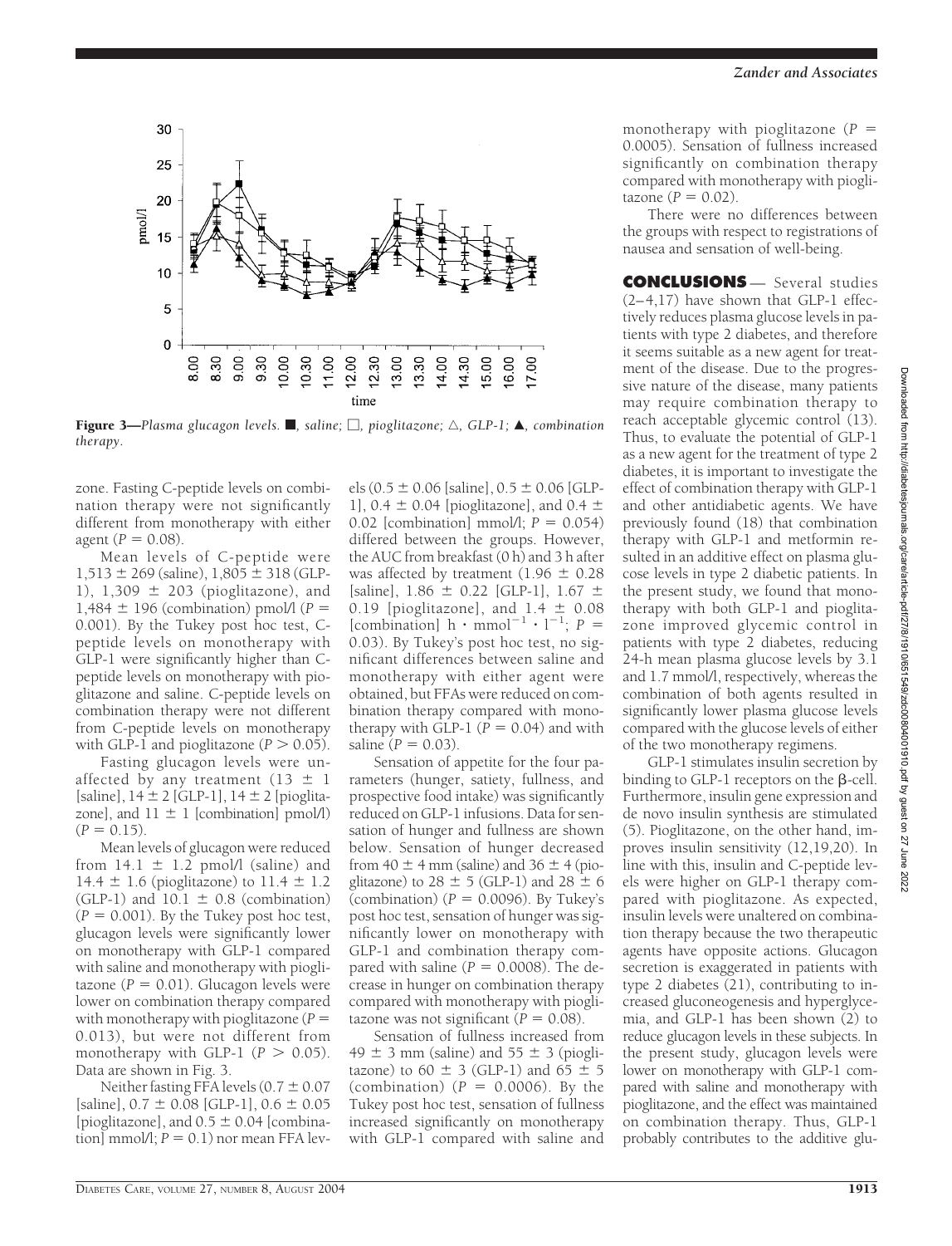**Figure 3**—*Plasma glucagon levels.* ■, *saline;* □, *pioglitazone;* △, *GLP-1;* ▲, *combination therapy.*

zone. Fasting C-peptide levels on combination therapy were not significantly different from monotherapy with either agent ($P = 0.08$).

Mean levels of C-peptide were 1,513 ± 269 (saline), 1,805 ± 318 (GLP-1), 1,309 ± 203 (pioglitazone), and 1,484 ± 196 (combination) pmol/l ($P = 0.001$). By the Tukey post hoc test, C-peptide levels on monotherapy with GLP-1 were significantly higher than C-peptide levels on monotherapy with pioglitazone and saline. C-peptide levels on combination therapy were not different from C-peptide levels on monotherapy with GLP-1 and pioglitazone ($P > 0.05$).

Fasting glucagon levels were unaffected by any treatment (13 ± 1 [saline], 14 ± 2 [GLP-1], 14 ± 2 [pioglitazone], and 11 ± 1 [combination] pmol/l) ($P = 0.15$).

Mean levels of glucagon were reduced from 14.1 ± 1.2 pmol/l (saline) and 14.4 ± 1.6 (pioglitazone) to 11.4 ± 1.2 (GLP-1) and 10.1 ± 0.8 (combination) ($P = 0.001$). By the Tukey post hoc test, glucagon levels were significantly lower on monotherapy with GLP-1 compared with saline and monotherapy with pioglitazone ($P = 0.01$). Glucagon levels were lower on combination therapy compared with monotherapy with pioglitazone ($P = 0.013$), but were not different from monotherapy with GLP-1 ($P > 0.05$). Data are shown in Fig. 3.

Neither fasting FFA levels (0.7 ± 0.07 [saline], 0.7 ± 0.08 [GLP-1], 0.6 ± 0.05 [pioglitazone], and 0.5 ± 0.04 [combination] mmol/l; $P = 0.1$) nor mean FFA levels (0.5 ± 0.06 [saline], 0.5 ± 0.06 [GLP-1], 0.4 ± 0.04 [pioglitazone], and 0.4 ± 0.02 [combination] mmol/l; $P = 0.054$) differed between the groups. However, the AUC from breakfast (0 h) and 3 h after was affected by treatment (1.96 ± 0.28 [saline], 1.86 ± 0.22 [GLP-1], 1.67 ± 0.19 [pioglitazone], and 1.4 ± 0.08 [combination] $h \cdot mmol^{-1} \cdot l^{-1}$; $P = 0.03$). By Tukey's post hoc test, no significant differences between saline and monotherapy with either agent were obtained, but FFAs were reduced on combination therapy compared with monotherapy with GLP-1 ($P = 0.04$) and with saline ($P = 0.03$).

Sensation of appetite for the four parameters (hunger, satiety, fullness, and prospective food intake) was significantly reduced on GLP-1 infusions. Data for sensation of hunger and fullness are shown below. Sensation of hunger decreased from 40 ± 4 mm (saline) and 36 ± 4 (pioglitazone) to 28 ± 5 (GLP-1) and 28 ± 6 (combination) ($P = 0.0096$). By Tukey's post hoc test, sensation of hunger was significantly lower on monotherapy with GLP-1 and combination therapy compared with saline ($P = 0.0008$). The decrease in hunger on combination therapy compared with monotherapy with pioglitazone was not significant ($P = 0.08$).

Sensation of fullness increased from 49 ± 3 mm (saline) and 55 ± 3 (pioglitazone) to 60 ± 3 (GLP-1) and 65 ± 5 (combination) ($P = 0.0006$). By the Tukey post hoc test, sensation of fullness increased significantly on monotherapy with GLP-1 compared with saline and monotherapy with pioglitazone ($P = 0.0005$). Sensation of fullness increased significantly on combination therapy compared with monotherapy with pioglitazone ($P = 0.02$).

There were no differences between the groups with respect to registrations of nausea and sensation of well-being.

## CONCLUSIONS

Several studies (2–4,17) have shown that GLP-1 effectively reduces plasma glucose levels in patients with type 2 diabetes, and therefore it seems suitable as a new agent for treatment of the disease. Due to the progressive nature of the disease, many patients may require combination therapy to reach acceptable glycemic control (13). Thus, to evaluate the potential of GLP-1 as a new agent for the treatment of type 2 diabetes, it is important to investigate the effect of combination therapy with GLP-1 and other antidiabetic agents. We have previously found (18) that combination therapy with GLP-1 and metformin resulted in an additive effect on plasma glucose levels in type 2 diabetic patients. In the present study, we found that monotherapy with both GLP-1 and pioglitazone improved glycemic control in patients with type 2 diabetes, reducing 24-h mean plasma glucose levels by 3.1 and 1.7 mmol/l, respectively, whereas the combination of both agents resulted in significantly lower plasma glucose levels compared with the glucose levels of either of the two monotherapy regimens.

GLP-1 stimulates insulin secretion by binding to GLP-1 receptors on the β-cell. Furthermore, insulin gene expression and de novo insulin synthesis are stimulated (5). Pioglitazone, on the other hand, improves insulin sensitivity (12,19,20). In line with this, insulin and C-peptide levels were higher on GLP-1 therapy compared with pioglitazone. As expected, insulin levels were unaltered on combination therapy because the two therapeutic agents have opposite actions. Glucagon secretion is exaggerated in patients with type 2 diabetes (21), contributing to increased gluconeogenesis and hyperglycemia, and GLP-1 has been shown (2) to reduce glucagon levels in these subjects. In the present study, glucagon levels were lower on monotherapy with GLP-1 compared with saline and monotherapy with pioglitazone, and the effect was maintained on combination therapy. Thus, GLP-1 probably contributes to the additive glu-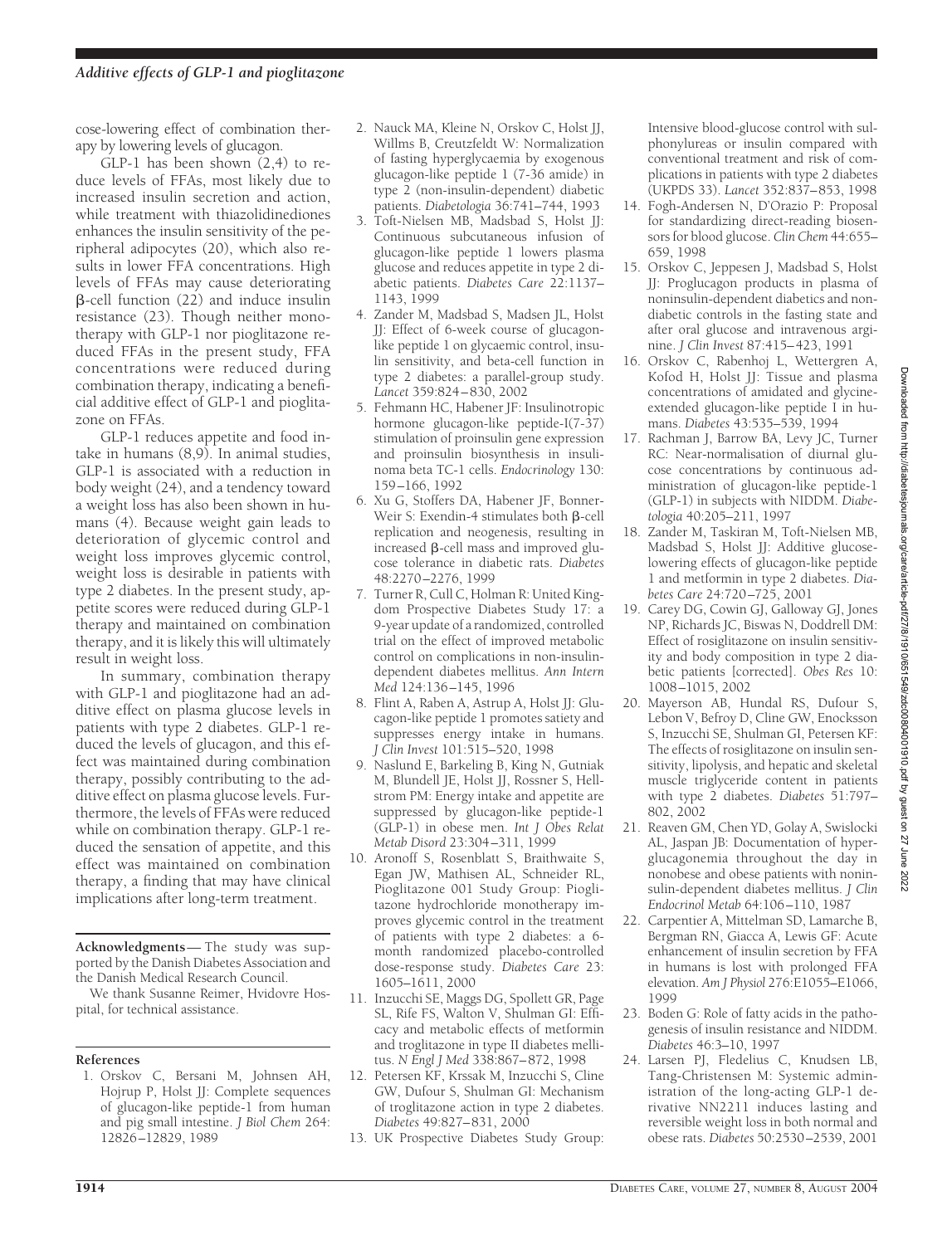cose-lowering effect of combination therapy by lowering levels of glucagon.

GLP-1 has been shown (2,4) to reduce levels of FFAs, most likely due to increased insulin secretion and action, while treatment with thiazolidinediones enhances the insulin sensitivity of the peripheral adipocytes (20), which also results in lower FFA concentrations. High levels of FFAs may cause deteriorating β-cell function (22) and induce insulin resistance (23). Though neither monotherapy with GLP-1 nor pioglitazone reduced FFAs in the present study, FFA concentrations were reduced during combination therapy, indicating a beneficial additive effect of GLP-1 and pioglitazone on FFAs.

GLP-1 reduces appetite and food intake in humans (8,9). In animal studies, GLP-1 is associated with a reduction in body weight (24), and a tendency toward a weight loss has also been shown in humans (4). Because weight gain leads to deterioration of glycemic control and weight loss improves glycemic control, weight loss is desirable in patients with type 2 diabetes. In the present study, appetite scores were reduced during GLP-1 therapy and maintained on combination therapy, and it is likely this will ultimately result in weight loss.

In summary, combination therapy with GLP-1 and pioglitazone had an additive effect on plasma glucose levels in patients with type 2 diabetes. GLP-1 reduced the levels of glucagon, and this effect was maintained during combination therapy, possibly contributing to the additive effect on plasma glucose levels. Furthermore, the levels of FFAs were reduced while on combination therapy. GLP-1 reduced the sensation of appetite, and this effect was maintained on combination therapy, a finding that may have clinical implications after long-term treatment.

**Acknowledgments**— The study was supported by the Danish Diabetes Association and the Danish Medical Research Council.

We thank Susanne Reimer, Hvidovre Hospital, for technical assistance.

**References**

1. Orskov C, Bersani M, Johnsen AH, Hojrup P, Holst JJ: Complete sequences of glucagon-like peptide-1 from human and pig small intestine. *J Biol Chem* 264: 12826–12829, 1989
2. Nauck MA, Kleine N, Orskov C, Holst JJ, Willms B, Creutzfeldt W: Normalization of fasting hyperglycaemia by exogenous glucagon-like peptide 1 (7-36 amide) in type 2 (non-insulin-dependent) diabetic patients. *Diabetologia* 36:741–744, 1993
3. Toft-Nielsen MB, Madsbad S, Holst JJ: Continuous subcutaneous infusion of glucagon-like peptide 1 lowers plasma glucose and reduces appetite in type 2 diabetic patients. *Diabetes Care* 22:1137–1143, 1999
4. Zander M, Madsbad S, Madsen JL, Holst JJ: Effect of 6-week course of glucagon-like peptide 1 on glycaemic control, insulin sensitivity, and beta-cell function in type 2 diabetes: a parallel-group study. *Lancet* 359:824–830, 2002
5. Fehmann HC, Habener JF: Insulinotropic hormone glucagon-like peptide-I(7-37) stimulation of proinsulin gene expression and proinsulin biosynthesis in insulinoma beta TC-1 cells. *Endocrinology* 130: 159–166, 1992
6. Xu G, Stoffers DA, Habener JF, Bonner-Weir S: Exendin-4 stimulates both β-cell replication and neogenesis, resulting in increased β-cell mass and improved glucose tolerance in diabetic rats. *Diabetes* 48:2270–2276, 1999
7. Turner R, Cull C, Holman R: United Kingdom Prospective Diabetes Study 17: a 9-year update of a randomized, controlled trial on the effect of improved metabolic control on complications in non-insulin-dependent diabetes mellitus. *Ann Intern Med* 124:136–145, 1996
8. Flint A, Raben A, Astrup A, Holst JJ: Glucagon-like peptide 1 promotes satiety and suppresses energy intake in humans. *J Clin Invest* 101:515–520, 1998
9. Naslund E, Barkeling B, King N, Gutniak M, Blundell JE, Holst JJ, Rossner S, Hellstrom PM: Energy intake and appetite are suppressed by glucagon-like peptide-1 (GLP-1) in obese men. *Int J Obes Relat Metab Disord* 23:304–311, 1999
10. Aronoff S, Rosenblatt S, Braithwaite S, Egan JW, Mathisen AL, Schneider RL, Pioglitazone 001 Study Group: Pioglitazone hydrochloride monotherapy improves glycemic control in the treatment of patients with type 2 diabetes: a 6-month randomized placebo-controlled dose-response study. *Diabetes Care* 23: 1605–1611, 2000
11. Inzucchi SE, Maggs DG, Spollett GR, Page SL, Rife FS, Walton V, Shulman GI: Efficacy and metabolic effects of metformin and troglitazone in type II diabetes mellitus. *N Engl J Med* 338:867–872, 1998
12. Petersen KF, Krssak M, Inzucchi S, Cline GW, Dufour S, Shulman GI: Mechanism of troglitazone action in type 2 diabetes. *Diabetes* 49:827–831, 2000
13. UK Prospective Diabetes Study Group: Intensive blood-glucose control with sulphonylureas or insulin compared with conventional treatment and risk of complications in patients with type 2 diabetes (UKPDS 33). *Lancet* 352:837–853, 1998
14. Fogh-Andersen N, D'Orazio P: Proposal for standardizing direct-reading biosensors for blood glucose. *Clin Chem* 44:655–659, 1998
15. Orskov C, Jeppesen J, Madsbad S, Holst JJ: Proglucagon products in plasma of noninsulin-dependent diabetics and nondiabetic controls in the fasting state and after oral glucose and intravenous arginine. *J Clin Invest* 87:415–423, 1991
16. Orskov C, Rabenhoj L, Wettergren A, Kofod H, Holst JJ: Tissue and plasma concentrations of amidated and glycine-extended glucagon-like peptide I in humans. *Diabetes* 43:535–539, 1994
17. Rachman J, Barrow BA, Levy JC, Turner RC: Near-normalisation of diurnal glucose concentrations by continuous administration of glucagon-like peptide-1 (GLP-1) in subjects with NIDDM. *Diabetologia* 40:205–211, 1997
18. Zander M, Taskiran M, Toft-Nielsen MB, Madsbad S, Holst JJ: Additive glucose-lowering effects of glucagon-like peptide 1 and metformin in type 2 diabetes. *Diabetes Care* 24:720–725, 2001
19. Carey DG, Cowin GJ, Galloway GJ, Jones NP, Richards JC, Biswas N, Doddrell DM: Effect of rosiglitazone on insulin sensitivity and body composition in type 2 diabetic patients [corrected]. *Obes Res* 10: 1008–1015, 2002
20. Mayerson AB, Hundal RS, Dufour S, Lebon V, Befroy D, Cline GW, Enocksson S, Inzucchi SE, Shulman GI, Petersen KF: The effects of rosiglitazone on insulin sensitivity, lipolysis, and hepatic and skeletal muscle triglyceride content in patients with type 2 diabetes. *Diabetes* 51:797–802, 2002
21. Reaven GM, Chen YD, Golay A, Swislocki AL, Jaspan JB: Documentation of hyperglucagonemia throughout the day in nonobese and obese patients with noninsulin-dependent diabetes mellitus. *J Clin Endocrinol Metab* 64:106–110, 1987
22. Carpentier A, Mittelman SD, Lamarche B, Bergman RN, Giacca A, Lewis GF: Acute enhancement of insulin secretion by FFA in humans is lost with prolonged FFA elevation. *Am J Physiol* 276:E1055–E1066, 1999
23. Boden G: Role of fatty acids in the pathogenesis of insulin resistance and NIDDM. *Diabetes* 46:3–10, 1997
24. Larsen PJ, Fledelius C, Knudsen LB, Tang-Christensen M: Systemic administration of the long-acting GLP-1 derivative NN2211 induces lasting and reversible weight loss in both normal and obese rats. *Diabetes* 50:2530–2539, 2001